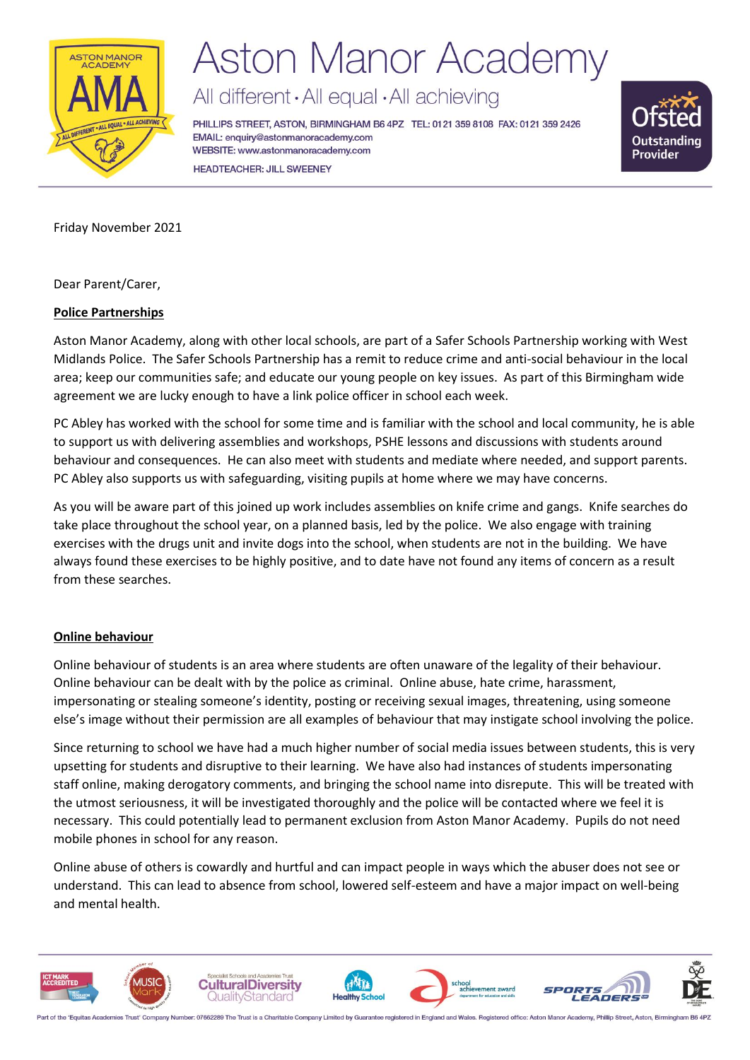# Aston Manor Academy

All different • All equal • All achieving

PHILLIPS STREET, ASTON, BIRMINGHAM B6 4PZ TEL: 0121 359 8108 FAX: 0121 359 2426
EMAIL: enquiry@astonmanoracademy.com
WEBSITE: www.astonmanoracademy.com
HEADTEACHER: JILL SWEENEY

Friday November 2021

Dear Parent/Carer,

**Police Partnerships**

Aston Manor Academy, along with other local schools, are part of a Safer Schools Partnership working with West Midlands Police. The Safer Schools Partnership has a remit to reduce crime and anti-social behaviour in the local area; keep our communities safe; and educate our young people on key issues. As part of this Birmingham wide agreement we are lucky enough to have a link police officer in school each week.

PC Abley has worked with the school for some time and is familiar with the school and local community, he is able to support us with delivering assemblies and workshops, PSHE lessons and discussions with students around behaviour and consequences. He can also meet with students and mediate where needed, and support parents. PC Abley also supports us with safeguarding, visiting pupils at home where we may have concerns.

As you will be aware part of this joined up work includes assemblies on knife crime and gangs. Knife searches do take place throughout the school year, on a planned basis, led by the police. We also engage with training exercises with the drugs unit and invite dogs into the school, when students are not in the building. We have always found these exercises to be highly positive, and to date have not found any items of concern as a result from these searches.

**Online behaviour**

Online behaviour of students is an area where students are often unaware of the legality of their behaviour. Online behaviour can be dealt with by the police as criminal. Online abuse, hate crime, harassment, impersonating or stealing someone's identity, posting or receiving sexual images, threatening, using someone else's image without their permission are all examples of behaviour that may instigate school involving the police.

Since returning to school we have had a much higher number of social media issues between students, this is very upsetting for students and disruptive to their learning. We have also had instances of students impersonating staff online, making derogatory comments, and bringing the school name into disrepute. This will be treated with the utmost seriousness, it will be investigated thoroughly and the police will be contacted where we feel it is necessary. This could potentially lead to permanent exclusion from Aston Manor Academy. Pupils do not need mobile phones in school for any reason.

Online abuse of others is cowardly and hurtful and can impact people in ways which the abuser does not see or understand. This can lead to absence from school, lowered self-esteem and have a major impact on well-being and mental health.

Part of the 'Equitas Academies Trust' Company Number: 07662289 The Trust is a Charitable Company Limited by Guarantee registered in England and Wales. Registered office: Aston Manor Academy, Phillip Street, Aston, Birmingham B6 4PZ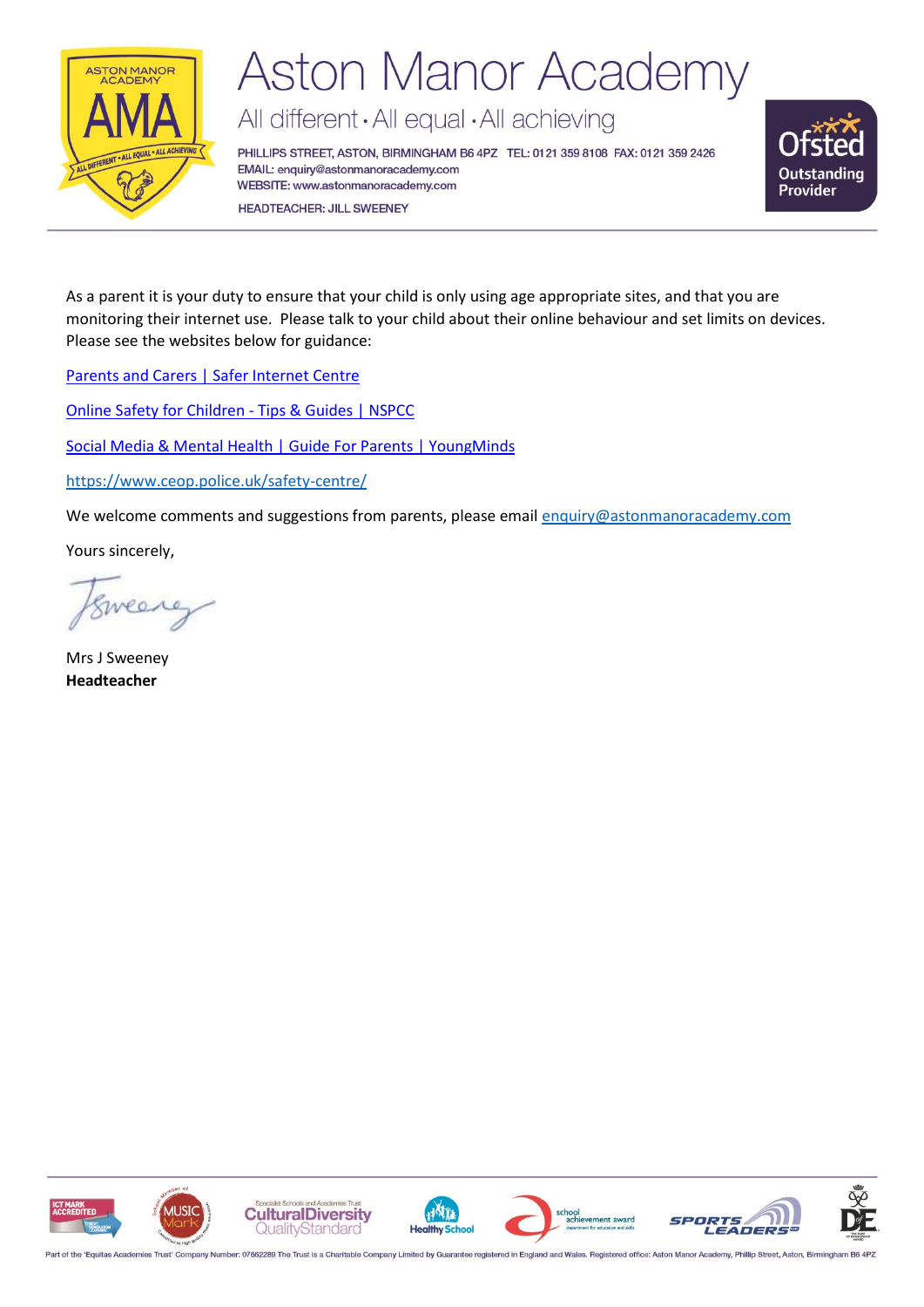As a parent it is your duty to ensure that your child is only using age appropriate sites, and that you are monitoring their internet use. Please talk to your child about their online behaviour and set limits on devices. Please see the websites below for guidance:

Parents and Carers | Safer Internet Centre

Online Safety for Children - Tips & Guides | NSPCC

Social Media & Mental Health | Guide For Parents | YoungMinds

https://www.ceop.police.uk/safety-centre/

We welcome comments and suggestions from parents, please email enquiry@astonmanoracademy.com

Yours sincerely,

Mrs J Sweeney
**Headteacher**